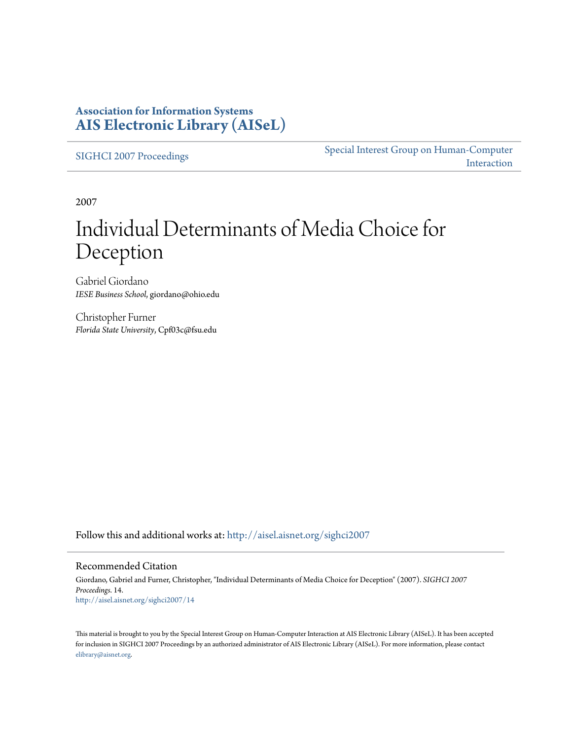**Association for Information Systems**
**AIS Electronic Library (AISeL)**

SIGHCI 2007 Proceedings

Special Interest Group on Human-Computer Interaction

2007

# Individual Determinants of Media Choice for Deception

Gabriel Giordano
*IESE Business School*, giordano@ohio.edu

Christopher Furner
*Florida State University*, Cpf03c@fsu.edu

Follow this and additional works at: http://aisel.aisnet.org/sighci2007

## Recommended Citation

Giordano, Gabriel and Furner, Christopher, "Individual Determinants of Media Choice for Deception" (2007). *SIGHCI 2007 Proceedings*. 14.
http://aisel.aisnet.org/sighci2007/14

This material is brought to you by the Special Interest Group on Human-Computer Interaction at AIS Electronic Library (AISeL). It has been accepted for inclusion in SIGHCI 2007 Proceedings by an authorized administrator of AIS Electronic Library (AISeL). For more information, please contact elibrary@aisnet.org.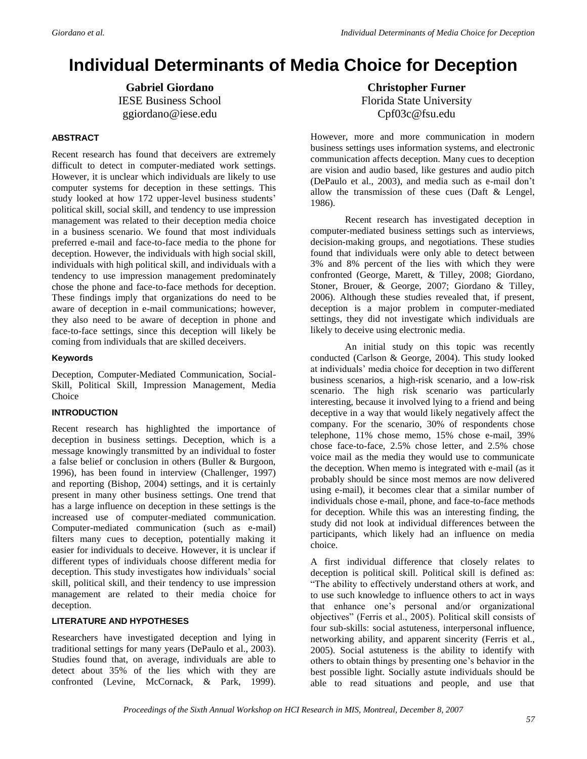# Individual Determinants of Media Choice for Deception

**Gabriel Giordano**
IESE Business School
ggiordano@iese.edu

**Christopher Furner**
Florida State University
Cpf03c@fsu.edu

### ABSTRACT

Recent research has found that deceivers are extremely difficult to detect in computer-mediated work settings. However, it is unclear which individuals are likely to use computer systems for deception in these settings. This study looked at how 172 upper-level business students' political skill, social skill, and tendency to use impression management was related to their deception media choice in a business scenario. We found that most individuals preferred e-mail and face-to-face media to the phone for deception. However, the individuals with high social skill, individuals with high political skill, and individuals with a tendency to use impression management predominately chose the phone and face-to-face methods for deception. These findings imply that organizations do need to be aware of deception in e-mail communications; however, they also need to be aware of deception in phone and face-to-face settings, since this deception will likely be coming from individuals that are skilled deceivers.

### Keywords

Deception, Computer-Mediated Communication, Social-Skill, Political Skill, Impression Management, Media Choice

### INTRODUCTION

Recent research has highlighted the importance of deception in business settings. Deception, which is a message knowingly transmitted by an individual to foster a false belief or conclusion in others (Buller & Burgoon, 1996), has been found in interview (Challenger, 1997) and reporting (Bishop, 2004) settings, and it is certainly present in many other business settings. One trend that has a large influence on deception in these settings is the increased use of computer-mediated communication. Computer-mediated communication (such as e-mail) filters many cues to deception, potentially making it easier for individuals to deceive. However, it is unclear if different types of individuals choose different media for deception. This study investigates how individuals' social skill, political skill, and their tendency to use impression management are related to their media choice for deception.

### LITERATURE AND HYPOTHESES

Researchers have investigated deception and lying in traditional settings for many years (DePaulo et al., 2003). Studies found that, on average, individuals are able to detect about 35% of the lies which with they are confronted (Levine, McCornack, & Park, 1999). However, more and more communication in modern business settings uses information systems, and electronic communication affects deception. Many cues to deception are vision and audio based, like gestures and audio pitch (DePaulo et al., 2003), and media such as e-mail don't allow the transmission of these cues (Daft & Lengel, 1986).

Recent research has investigated deception in computer-mediated business settings such as interviews, decision-making groups, and negotiations. These studies found that individuals were only able to detect between 3% and 8% percent of the lies with which they were confronted (George, Marett, & Tilley, 2008; Giordano, Stoner, Brouer, & George, 2007; Giordano & Tilley, 2006). Although these studies revealed that, if present, deception is a major problem in computer-mediated settings, they did not investigate which individuals are likely to deceive using electronic media.

An initial study on this topic was recently conducted (Carlson & George, 2004). This study looked at individuals' media choice for deception in two different business scenarios, a high-risk scenario, and a low-risk scenario. The high risk scenario was particularly interesting, because it involved lying to a friend and being deceptive in a way that would likely negatively affect the company. For the scenario, 30% of respondents chose telephone, 11% chose memo, 15% chose e-mail, 39% chose face-to-face, 2.5% chose letter, and 2.5% chose voice mail as the media they would use to communicate the deception. When memo is integrated with e-mail (as it probably should be since most memos are now delivered using e-mail), it becomes clear that a similar number of individuals chose e-mail, phone, and face-to-face methods for deception. While this was an interesting finding, the study did not look at individual differences between the participants, which likely had an influence on media choice.

A first individual difference that closely relates to deception is political skill. Political skill is defined as: "The ability to effectively understand others at work, and to use such knowledge to influence others to act in ways that enhance one's personal and/or organizational objectives" (Ferris et al., 2005). Political skill consists of four sub-skills: social astuteness, interpersonal influence, networking ability, and apparent sincerity (Ferris et al., 2005). Social astuteness is the ability to identify with others to obtain things by presenting one's behavior in the best possible light. Socially astute individuals should be able to read situations and people, and use that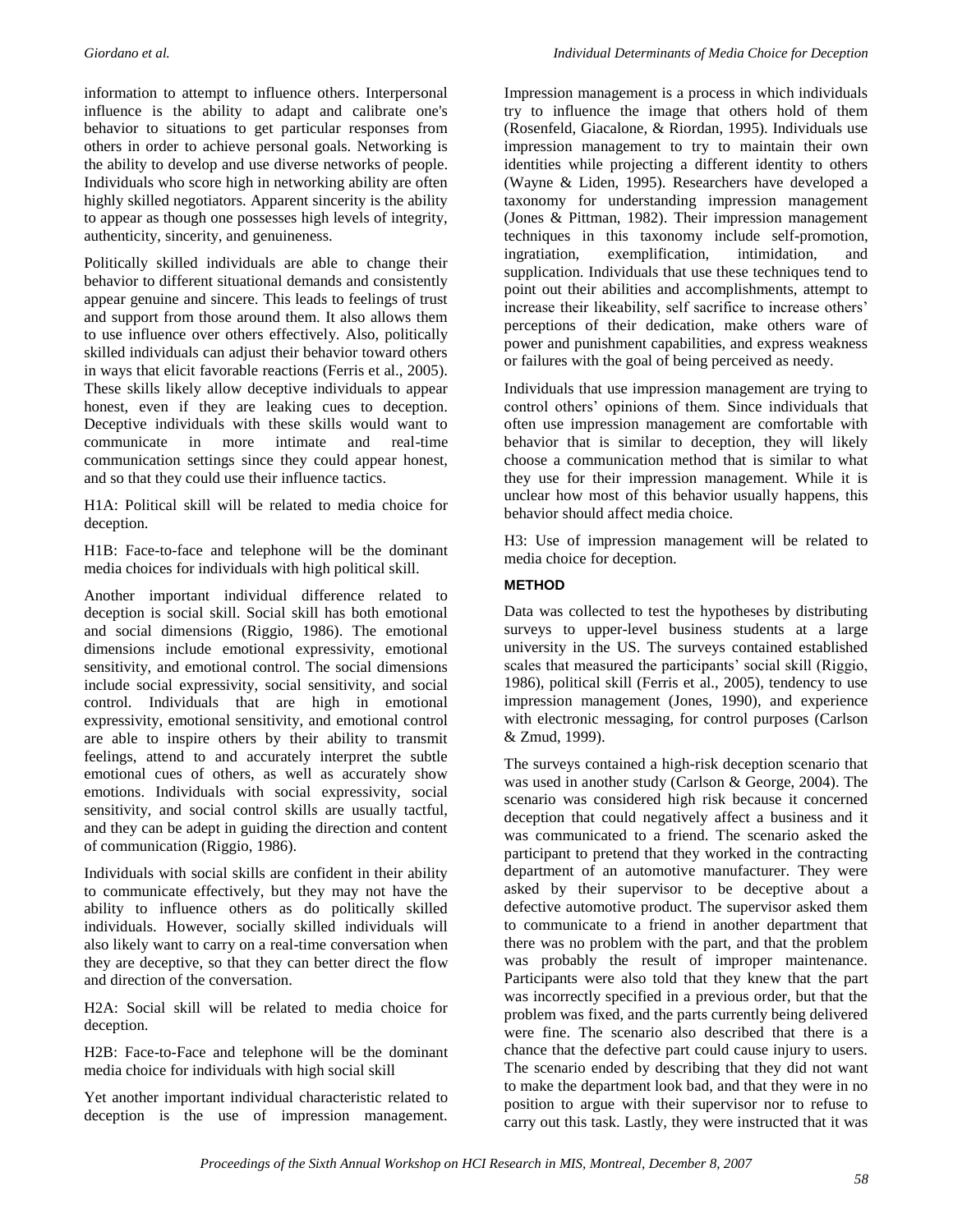information to attempt to influence others. Interpersonal influence is the ability to adapt and calibrate one's behavior to situations to get particular responses from others in order to achieve personal goals. Networking is the ability to develop and use diverse networks of people. Individuals who score high in networking ability are often highly skilled negotiators. Apparent sincerity is the ability to appear as though one possesses high levels of integrity, authenticity, sincerity, and genuineness.

Politically skilled individuals are able to change their behavior to different situational demands and consistently appear genuine and sincere. This leads to feelings of trust and support from those around them. It also allows them to use influence over others effectively. Also, politically skilled individuals can adjust their behavior toward others in ways that elicit favorable reactions (Ferris et al., 2005). These skills likely allow deceptive individuals to appear honest, even if they are leaking cues to deception. Deceptive individuals with these skills would want to communicate in more intimate and real-time communication settings since they could appear honest, and so that they could use their influence tactics.

H1A: Political skill will be related to media choice for deception.

H1B: Face-to-face and telephone will be the dominant media choices for individuals with high political skill.

Another important individual difference related to deception is social skill. Social skill has both emotional and social dimensions (Riggio, 1986). The emotional dimensions include emotional expressivity, emotional sensitivity, and emotional control. The social dimensions include social expressivity, social sensitivity, and social control. Individuals that are high in emotional expressivity, emotional sensitivity, and emotional control are able to inspire others by their ability to transmit feelings, attend to and accurately interpret the subtle emotional cues of others, as well as accurately show emotions. Individuals with social expressivity, social sensitivity, and social control skills are usually tactful, and they can be adept in guiding the direction and content of communication (Riggio, 1986).

Individuals with social skills are confident in their ability to communicate effectively, but they may not have the ability to influence others as do politically skilled individuals. However, socially skilled individuals will also likely want to carry on a real-time conversation when they are deceptive, so that they can better direct the flow and direction of the conversation.

H2A: Social skill will be related to media choice for deception.

H2B: Face-to-Face and telephone will be the dominant media choice for individuals with high social skill

Yet another important individual characteristic related to deception is the use of impression management. Impression management is a process in which individuals try to influence the image that others hold of them (Rosenfeld, Giacalone, & Riordan, 1995). Individuals use impression management to try to maintain their own identities while projecting a different identity to others (Wayne & Liden, 1995). Researchers have developed a taxonomy for understanding impression management (Jones & Pittman, 1982). Their impression management techniques in this taxonomy include self-promotion, ingratiation, exemplification, intimidation, and supplication. Individuals that use these techniques tend to point out their abilities and accomplishments, attempt to increase their likeability, self sacrifice to increase others' perceptions of their dedication, make others ware of power and punishment capabilities, and express weakness or failures with the goal of being perceived as needy.

Individuals that use impression management are trying to control others' opinions of them. Since individuals that often use impression management are comfortable with behavior that is similar to deception, they will likely choose a communication method that is similar to what they use for their impression management. While it is unclear how most of this behavior usually happens, this behavior should affect media choice.

H3: Use of impression management will be related to media choice for deception.

## METHOD

Data was collected to test the hypotheses by distributing surveys to upper-level business students at a large university in the US. The surveys contained established scales that measured the participants' social skill (Riggio, 1986), political skill (Ferris et al., 2005), tendency to use impression management (Jones, 1990), and experience with electronic messaging, for control purposes (Carlson & Zmud, 1999).

The surveys contained a high-risk deception scenario that was used in another study (Carlson & George, 2004). The scenario was considered high risk because it concerned deception that could negatively affect a business and it was communicated to a friend. The scenario asked the participant to pretend that they worked in the contracting department of an automotive manufacturer. They were asked by their supervisor to be deceptive about a defective automotive product. The supervisor asked them to communicate to a friend in another department that there was no problem with the part, and that the problem was probably the result of improper maintenance. Participants were also told that they knew that the part was incorrectly specified in a previous order, but that the problem was fixed, and the parts currently being delivered were fine. The scenario also described that there is a chance that the defective part could cause injury to users. The scenario ended by describing that they did not want to make the department look bad, and that they were in no position to argue with their supervisor nor to refuse to carry out this task. Lastly, they were instructed that it was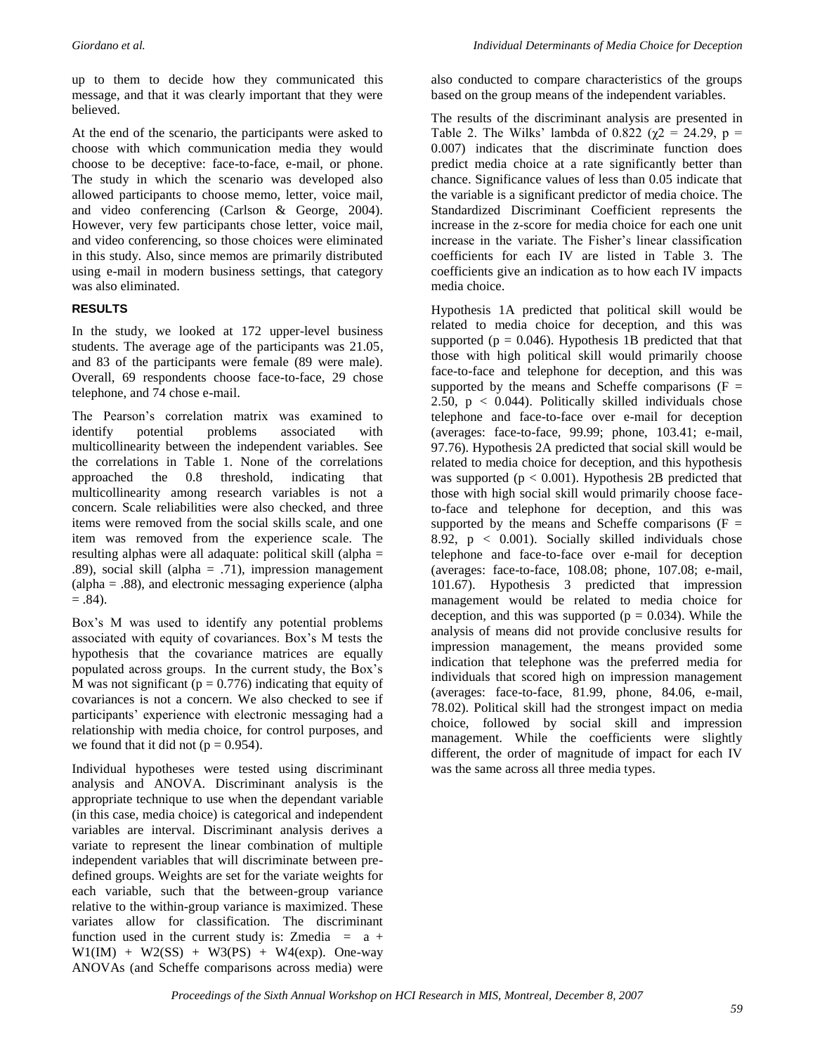up to them to decide how they communicated this message, and that it was clearly important that they were believed.

At the end of the scenario, the participants were asked to choose with which communication media they would choose to be deceptive: face-to-face, e-mail, or phone. The study in which the scenario was developed also allowed participants to choose memo, letter, voice mail, and video conferencing (Carlson & George, 2004). However, very few participants chose letter, voice mail, and video conferencing, so those choices were eliminated in this study. Also, since memos are primarily distributed using e-mail in modern business settings, that category was also eliminated.

## RESULTS

In the study, we looked at 172 upper-level business students. The average age of the participants was 21.05, and 83 of the participants were female (89 were male). Overall, 69 respondents choose face-to-face, 29 chose telephone, and 74 chose e-mail.

The Pearson's correlation matrix was examined to identify potential problems associated with multicollinearity between the independent variables. See the correlations in Table 1. None of the correlations approached the 0.8 threshold, indicating that multicollinearity among research variables is not a concern. Scale reliabilities were also checked, and three items were removed from the social skills scale, and one item was removed from the experience scale. The resulting alphas were all adaquate: political skill (alpha = .89), social skill (alpha = .71), impression management (alpha = .88), and electronic messaging experience (alpha = .84).

Box's M was used to identify any potential problems associated with equity of covariances. Box's M tests the hypothesis that the covariance matrices are equally populated across groups. In the current study, the Box's M was not significant ($p = 0.776$) indicating that equity of covariances is not a concern. We also checked to see if participants' experience with electronic messaging had a relationship with media choice, for control purposes, and we found that it did not ($p = 0.954$).

Individual hypotheses were tested using discriminant analysis and ANOVA. Discriminant analysis is the appropriate technique to use when the dependant variable (in this case, media choice) is categorical and independent variables are interval. Discriminant analysis derives a variate to represent the linear combination of multiple independent variables that will discriminate between pre-defined groups. Weights are set for the variate weights for each variable, such that the between-group variance relative to the within-group variance is maximized. These variates allow for classification. The discriminant function used in the current study is: $Zmedia = a + W1(IM) + W2(SS) + W3(PS) + W4(exp)$. One-way ANOVAs (and Scheffe comparisons across media) were also conducted to compare characteristics of the groups based on the group means of the independent variables.

The results of the discriminant analysis are presented in Table 2. The Wilks' lambda of 0.822 ($\chi2 = 24.29$, $p = 0.007$) indicates that the discriminate function does predict media choice at a rate significantly better than chance. Significance values of less than 0.05 indicate that the variable is a significant predictor of media choice. The Standardized Discriminant Coefficient represents the increase in the z-score for media choice for each one unit increase in the variate. The Fisher's linear classification coefficients for each IV are listed in Table 3. The coefficients give an indication as to how each IV impacts media choice.

Hypothesis 1A predicted that political skill would be related to media choice for deception, and this was supported ($p = 0.046$). Hypothesis 1B predicted that that those with high political skill would primarily choose face-to-face and telephone for deception, and this was supported by the means and Scheffe comparisons ($F = 2.50$, $p < 0.044$). Politically skilled individuals chose telephone and face-to-face over e-mail for deception (averages: face-to-face, 99.99; phone, 103.41; e-mail, 97.76). Hypothesis 2A predicted that social skill would be related to media choice for deception, and this hypothesis was supported ($p < 0.001$). Hypothesis 2B predicted that those with high social skill would primarily choose face-to-face and telephone for deception, and this was supported by the means and Scheffe comparisons ($F = 8.92$, $p < 0.001$). Socially skilled individuals chose telephone and face-to-face over e-mail for deception (averages: face-to-face, 108.08; phone, 107.08; e-mail, 101.67). Hypothesis 3 predicted that impression management would be related to media choice for deception, and this was supported ($p = 0.034$). While the analysis of means did not provide conclusive results for impression management, the means provided some indication that telephone was the preferred media for individuals that scored high on impression management (averages: face-to-face, 81.99, phone, 84.06, e-mail, 78.02). Political skill had the strongest impact on media choice, followed by social skill and impression management. While the coefficients were slightly different, the order of magnitude of impact for each IV was the same across all three media types.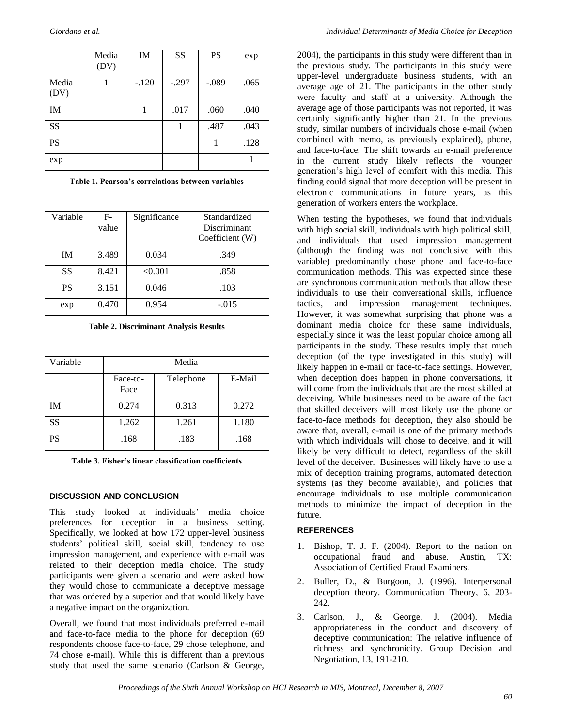| | Media (DV) | IM | SS | PS | exp |
|---|---|---|---|---|---|
| Media (DV) | 1 | -.120 | -.297 | -.089 | .065 |
| IM | | 1 | .017 | .060 | .040 |
| SS | | | 1 | .487 | .043 |
| PS | | | | 1 | .128 |
| exp | | | | | 1 |

**Table 1. Pearson's correlations between variables**

| Variable | F-value | Significance | Standardized Discriminant Coefficient (W) |
|---|---|---|---|
| IM | 3.489 | 0.034 | .349 |
| SS | 8.421 | <0.001 | .858 |
| PS | 3.151 | 0.046 | .103 |
| exp | 0.470 | 0.954 | -.015 |

**Table 2. Discriminant Analysis Results**

| Variable | Media | | |
|---|---|---|---|
| | Face-to-Face | Telephone | E-Mail |
| IM | 0.274 | 0.313 | 0.272 |
| SS | 1.262 | 1.261 | 1.180 |
| PS | .168 | .183 | .168 |

**Table 3. Fisher's linear classification coefficients**

## DISCUSSION AND CONCLUSION

This study looked at individuals' media choice preferences for deception in a business setting. Specifically, we looked at how 172 upper-level business students' political skill, social skill, tendency to use impression management, and experience with e-mail was related to their deception media choice. The study participants were given a scenario and were asked how they would chose to communicate a deceptive message that was ordered by a superior and that would likely have a negative impact on the organization.

Overall, we found that most individuals preferred e-mail and face-to-face media to the phone for deception (69 respondents choose face-to-face, 29 chose telephone, and 74 chose e-mail). While this is different than a previous study that used the same scenario (Carlson & George, 2004), the participants in this study were different than in the previous study. The participants in this study were upper-level undergraduate business students, with an average age of 21. The participants in the other study were faculty and staff at a university. Although the average age of those participants was not reported, it was certainly significantly higher than 21. In the previous study, similar numbers of individuals chose e-mail (when combined with memo, as previously explained), phone, and face-to-face. The shift towards an e-mail preference in the current study likely reflects the younger generation's high level of comfort with this media. This finding could signal that more deception will be present in electronic communications in future years, as this generation of workers enters the workplace.

When testing the hypotheses, we found that individuals with high social skill, individuals with high political skill, and individuals that used impression management (although the finding was not conclusive with this variable) predominantly chose phone and face-to-face communication methods. This was expected since these are synchronous communication methods that allow these individuals to use their conversational skills, influence tactics, and impression management techniques. However, it was somewhat surprising that phone was a dominant media choice for these same individuals, especially since it was the least popular choice among all participants in the study. These results imply that much deception (of the type investigated in this study) will likely happen in e-mail or face-to-face settings. However, when deception does happen in phone conversations, it will come from the individuals that are the most skilled at deceiving. While businesses need to be aware of the fact that skilled deceivers will most likely use the phone or face-to-face methods for deception, they also should be aware that, overall, e-mail is one of the primary methods with which individuals will chose to deceive, and it will likely be very difficult to detect, regardless of the skill level of the deceiver. Businesses will likely have to use a mix of deception training programs, automated detection systems (as they become available), and policies that encourage individuals to use multiple communication methods to minimize the impact of deception in the future.

## REFERENCES

1. Bishop, T. J. F. (2004). Report to the nation on occupational fraud and abuse. Austin, TX: Association of Certified Fraud Examiners.
2. Buller, D., & Burgoon, J. (1996). Interpersonal deception theory. Communication Theory, 6, 203-242.
3. Carlson, J., & George, J. (2004). Media appropriateness in the conduct and discovery of deceptive communication: The relative influence of richness and synchronicity. Group Decision and Negotiation, 13, 191-210.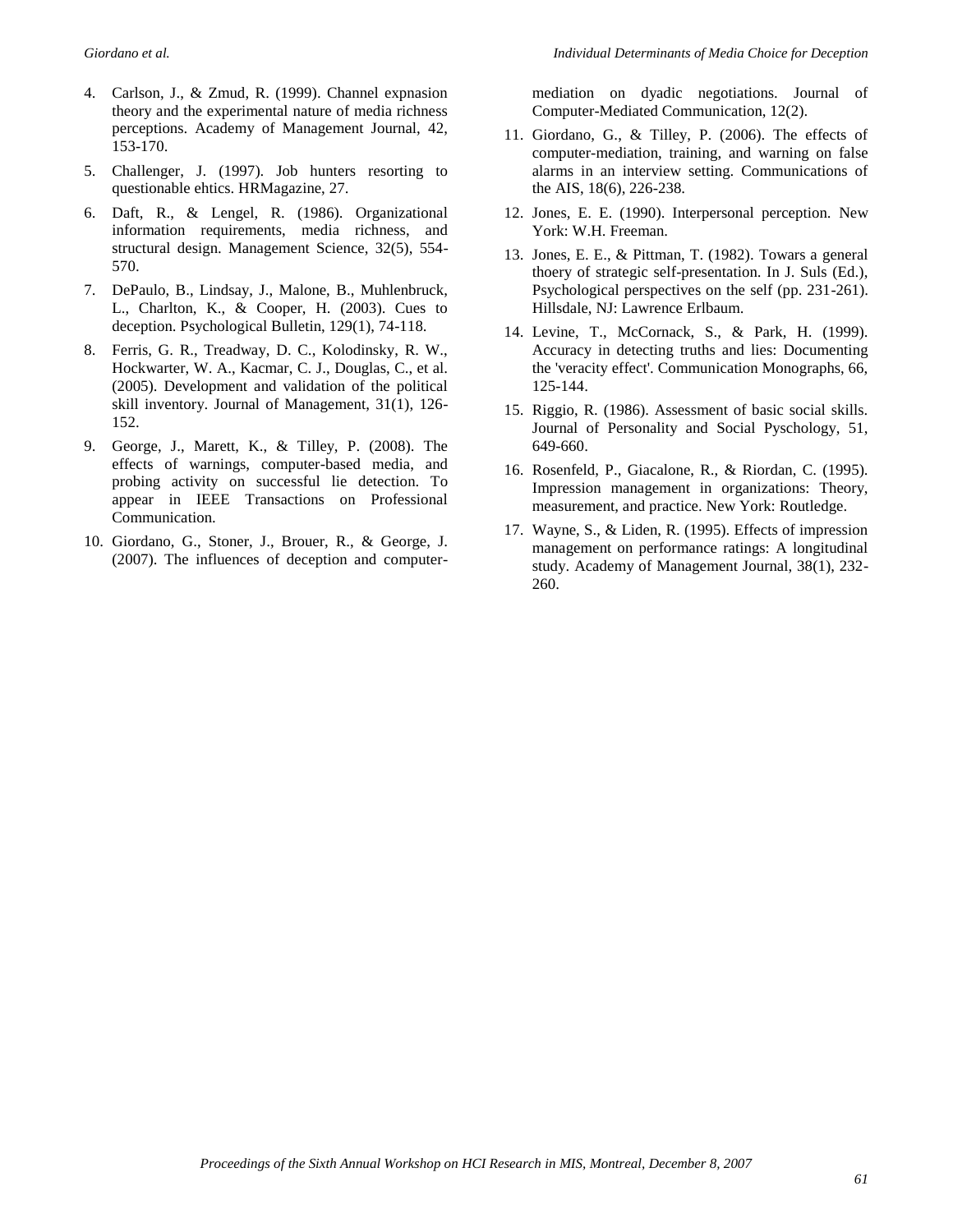4. Carlson, J., & Zmud, R. (1999). Channel expnasion theory and the experimental nature of media richness perceptions. Academy of Management Journal, 42, 153-170.

5. Challenger, J. (1997). Job hunters resorting to questionable ehtics. HRMagazine, 27.

6. Daft, R., & Lengel, R. (1986). Organizational information requirements, media richness, and structural design. Management Science, 32(5), 554-570.

7. DePaulo, B., Lindsay, J., Malone, B., Muhlenbruck, L., Charlton, K., & Cooper, H. (2003). Cues to deception. Psychological Bulletin, 129(1), 74-118.

8. Ferris, G. R., Treadway, D. C., Kolodinsky, R. W., Hockwarter, W. A., Kacmar, C. J., Douglas, C., et al. (2005). Development and validation of the political skill inventory. Journal of Management, 31(1), 126-152.

9. George, J., Marett, K., & Tilley, P. (2008). The effects of warnings, computer-based media, and probing activity on successful lie detection. To appear in IEEE Transactions on Professional Communication.

10. Giordano, G., Stoner, J., Brouer, R., & George, J. (2007). The influences of deception and computer-mediation on dyadic negotiations. Journal of Computer-Mediated Communication, 12(2).

11. Giordano, G., & Tilley, P. (2006). The effects of computer-mediation, training, and warning on false alarms in an interview setting. Communications of the AIS, 18(6), 226-238.

12. Jones, E. E. (1990). Interpersonal perception. New York: W.H. Freeman.

13. Jones, E. E., & Pittman, T. (1982). Towars a general thoery of strategic self-presentation. In J. Suls (Ed.), Psychological perspectives on the self (pp. 231-261). Hillsdale, NJ: Lawrence Erlbaum.

14. Levine, T., McCornack, S., & Park, H. (1999). Accuracy in detecting truths and lies: Documenting the 'veracity effect'. Communication Monographs, 66, 125-144.

15. Riggio, R. (1986). Assessment of basic social skills. Journal of Personality and Social Pyschology, 51, 649-660.

16. Rosenfeld, P., Giacalone, R., & Riordan, C. (1995). Impression management in organizations: Theory, measurement, and practice. New York: Routledge.

17. Wayne, S., & Liden, R. (1995). Effects of impression management on performance ratings: A longitudinal study. Academy of Management Journal, 38(1), 232-260.